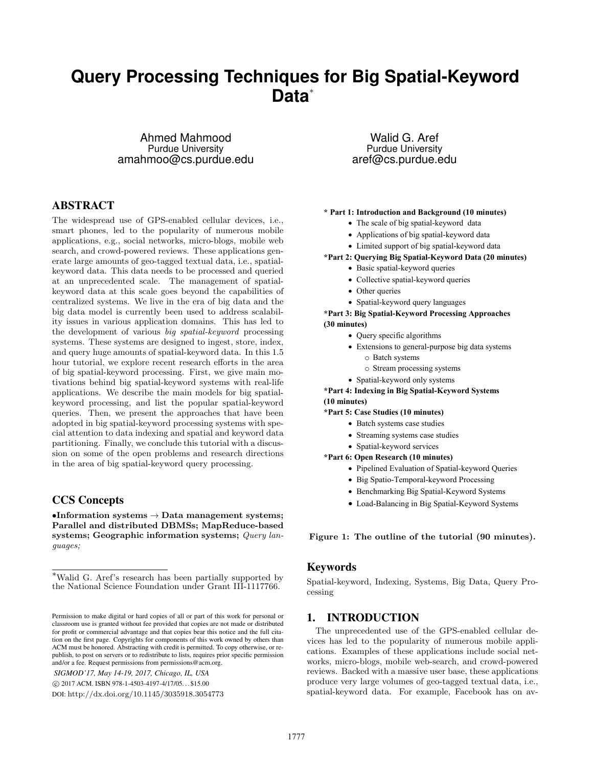# Query Processing Techniques for Big Spatial-Keyword Data*

Ahmed Mahmood
Purdue University
amahmoo@cs.purdue.edu

Walid G. Aref
Purdue University
aref@cs.purdue.edu

## ABSTRACT

The widespread use of GPS-enabled cellular devices, i.e., smart phones, led to the popularity of numerous mobile applications, e.g., social networks, micro-blogs, mobile web search, and crowd-powered reviews. These applications generate large amounts of geo-tagged textual data, i.e., spatial-keyword data. This data needs to be processed and queried at an unprecedented scale. The management of spatial-keyword data at this scale goes beyond the capabilities of centralized systems. We live in the era of big data and the big data model is currently been used to address scalability issues in various application domains. This has led to the development of various *big spatial-keyword* processing systems. These systems are designed to ingest, store, index, and query huge amounts of spatial-keyword data. In this 1.5 hour tutorial, we explore recent research efforts in the area of big spatial-keyword processing. First, we give main motivations behind big spatial-keyword systems with real-life applications. We describe the main models for big spatial-keyword processing, and list the popular spatial-keyword queries. Then, we present the approaches that have been adopted in big spatial-keyword processing systems with special attention to data indexing and spatial and keyword data partitioning. Finally, we conclude this tutorial with a discussion on some of the open problems and research directions in the area of big spatial-keyword query processing.

## CCS Concepts

•**Information systems → Data management systems; Parallel and distributed DBMSs; MapReduce-based systems; Geographic information systems;** *Query languages;*

*Walid G. Aref's research has been partially supported by the National Science Foundation under Grant III-1117766.

Permission to make digital or hard copies of all or part of this work for personal or classroom use is granted without fee provided that copies are not made or distributed for profit or commercial advantage and that copies bear this notice and the full citation on the first page. Copyrights for components of this work owned by others than ACM must be honored. Abstracting with credit is permitted. To copy otherwise, or republish, to post on servers or to redistribute to lists, requires prior specific permission and/or a fee. Request permissions from permissions@acm.org.

*SIGMOD'17, May 14-19, 2017, Chicago, IL, USA*
© 2017 ACM. ISBN 978-1-4503-4197-4/17/05...$15.00
DOI: http://dx.doi.org/10.1145/3035918.3054773

**\* Part 1: Introduction and Background (10 minutes)**
- The scale of big spatial-keyword data
- Applications of big spatial-keyword data
- Limited support of big spatial-keyword data

**\*Part 2: Querying Big Spatial-Keyword Data (20 minutes)**
- Basic spatial-keyword queries
- Collective spatial-keyword queries
- Other queries
- Spatial-keyword query languages

**\*Part 3: Big Spatial-Keyword Processing Approaches (30 minutes)**
- Query specific algorithms
- Extensions to general-purpose big data systems
  - Batch systems
  - Stream processing systems
- Spatial-keyword only systems

**\*Part 4: Indexing in Big Spatial-Keyword Systems (10 minutes)**

**\*Part 5: Case Studies (10 minutes)**
- Batch systems case studies
- Streaming systems case studies
- Spatial-keyword services

**\*Part 6: Open Research (10 minutes)**
- Pipelined Evaluation of Spatial-keyword Queries
- Big Spatio-Temporal-keyword Processing
- Benchmarking Big Spatial-Keyword Systems
- Load-Balancing in Big Spatial-Keyword Systems

**Figure 1: The outline of the tutorial (90 minutes).**

## Keywords

Spatial-keyword, Indexing, Systems, Big Data, Query Processing

## 1. INTRODUCTION

The unprecedented use of the GPS-enabled cellular devices has led to the popularity of numerous mobile applications. Examples of these applications include social networks, micro-blogs, mobile web-search, and crowd-powered reviews. Backed with a massive user base, these applications produce very large volumes of geo-tagged textual data, i.e., spatial-keyword data. For example, Facebook has on av-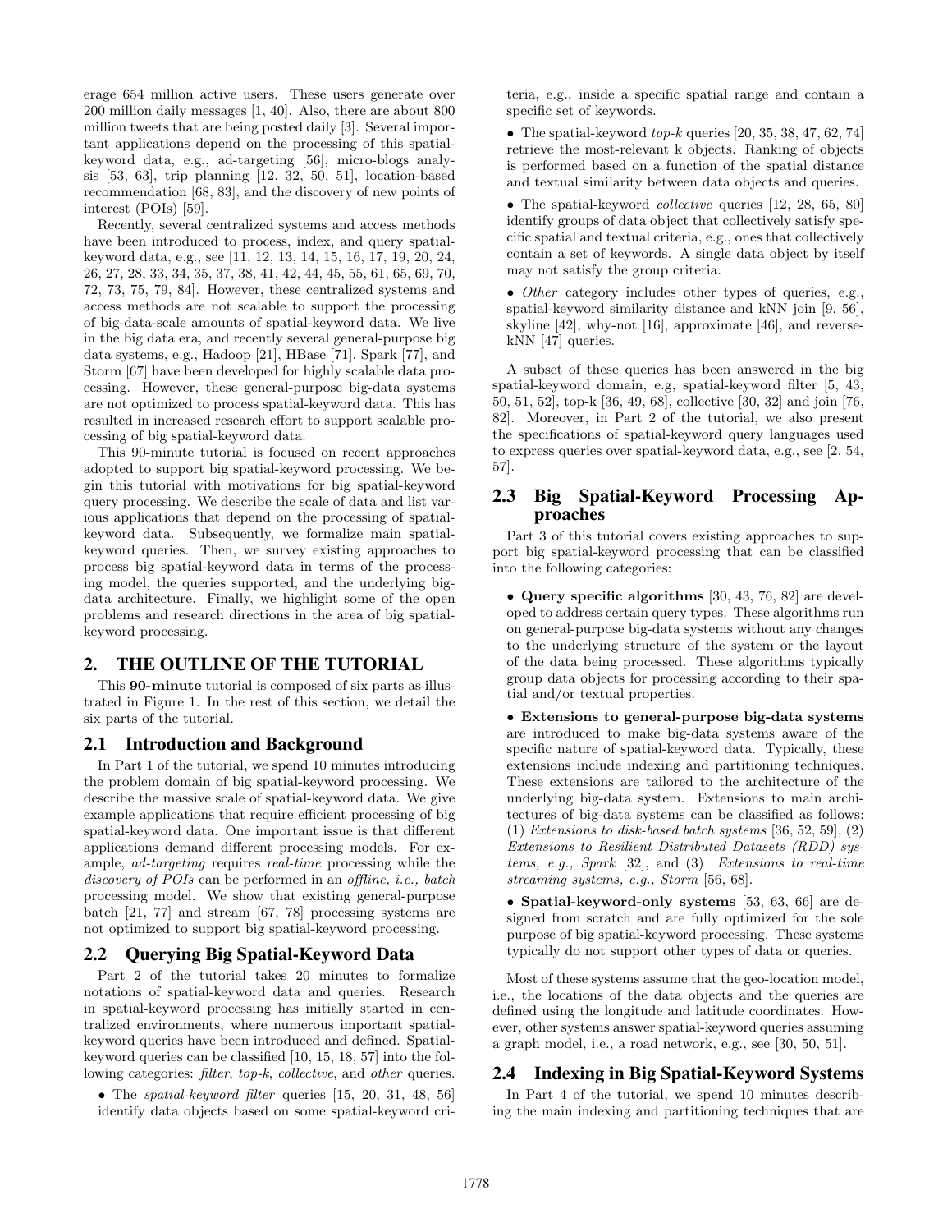erage 654 million active users. These users generate over 200 million daily messages [1, 40]. Also, there are about 800 million tweets that are being posted daily [3]. Several important applications depend on the processing of this spatial-keyword data, e.g., ad-targeting [56], micro-blogs analysis [53, 63], trip planning [12, 32, 50, 51], location-based recommendation [68, 83], and the discovery of new points of interest (POIs) [59].

Recently, several centralized systems and access methods have been introduced to process, index, and query spatial-keyword data, e.g., see [11, 12, 13, 14, 15, 16, 17, 19, 20, 24, 26, 27, 28, 33, 34, 35, 37, 38, 41, 42, 44, 45, 55, 61, 65, 69, 70, 72, 73, 75, 79, 84]. However, these centralized systems and access methods are not scalable to support the processing of big-data-scale amounts of spatial-keyword data. We live in the big data era, and recently several general-purpose big data systems, e.g., Hadoop [21], HBase [71], Spark [77], and Storm [67] have been developed for highly scalable data processing. However, these general-purpose big-data systems are not optimized to process spatial-keyword data. This has resulted in increased research effort to support scalable processing of big spatial-keyword data.

This 90-minute tutorial is focused on recent approaches adopted to support big spatial-keyword processing. We begin this tutorial with motivations for big spatial-keyword query processing. We describe the scale of data and list various applications that depend on the processing of spatial-keyword data. Subsequently, we formalize main spatial-keyword queries. Then, we survey existing approaches to process big spatial-keyword data in terms of the processing model, the queries supported, and the underlying big-data architecture. Finally, we highlight some of the open problems and research directions in the area of big spatial-keyword processing.

## 2. THE OUTLINE OF THE TUTORIAL

This **90-minute** tutorial is composed of six parts as illustrated in Figure 1. In the rest of this section, we detail the six parts of the tutorial.

### 2.1 Introduction and Background

In Part 1 of the tutorial, we spend 10 minutes introducing the problem domain of big spatial-keyword processing. We describe the massive scale of spatial-keyword data. We give example applications that require efficient processing of big spatial-keyword data. One important issue is that different applications demand different processing models. For example, *ad-targeting* requires *real-time* processing while the *discovery of POIs* can be performed in an *offline, i.e., batch* processing model. We show that existing general-purpose batch [21, 77] and stream [67, 78] processing systems are not optimized to support big spatial-keyword processing.

### 2.2 Querying Big Spatial-Keyword Data

Part 2 of the tutorial takes 20 minutes to formalize notations of spatial-keyword data and queries. Research in spatial-keyword processing has initially started in centralized environments, where numerous important spatial-keyword queries have been introduced and defined. Spatial-keyword queries can be classified [10, 15, 18, 57] into the following categories: *filter*, *top-k*, *collective*, and *other* queries.

- The *spatial-keyword filter* queries [15, 20, 31, 48, 56] identify data objects based on some spatial-keyword criteria, e.g., inside a specific spatial range and contain a specific set of keywords.
- The spatial-keyword *top-k* queries [20, 35, 38, 47, 62, 74] retrieve the most-relevant k objects. Ranking of objects is performed based on a function of the spatial distance and textual similarity between data objects and queries.
- The spatial-keyword *collective* queries [12, 28, 65, 80] identify groups of data object that collectively satisfy specific spatial and textual criteria, e.g., ones that collectively contain a set of keywords. A single data object by itself may not satisfy the group criteria.
- *Other* category includes other types of queries, e.g., spatial-keyword similarity distance and kNN join [9, 56], skyline [42], why-not [16], approximate [46], and reverse-kNN [47] queries.

A subset of these queries has been answered in the big spatial-keyword domain, e.g, spatial-keyword filter [5, 43, 50, 51, 52], top-k [36, 49, 68], collective [30, 32] and join [76, 82]. Moreover, in Part 2 of the tutorial, we also present the specifications of spatial-keyword query languages used to express queries over spatial-keyword data, e.g., see [2, 54, 57].

### 2.3 Big Spatial-Keyword Processing Approaches

Part 3 of this tutorial covers existing approaches to support big spatial-keyword processing that can be classified into the following categories:

- **Query specific algorithms** [30, 43, 76, 82] are developed to address certain query types. These algorithms run on general-purpose big-data systems without any changes to the underlying structure of the system or the layout of the data being processed. These algorithms typically group data objects for processing according to their spatial and/or textual properties.
- **Extensions to general-purpose big-data systems** are introduced to make big-data systems aware of the specific nature of spatial-keyword data. Typically, these extensions include indexing and partitioning techniques. These extensions are tailored to the architecture of the underlying big-data system. Extensions to main architectures of big-data systems can be classified as follows: (1) *Extensions to disk-based batch systems* [36, 52, 59], (2) *Extensions to Resilient Distributed Datasets (RDD) systems, e.g., Spark* [32], and (3) *Extensions to real-time streaming systems, e.g., Storm* [56, 68].
- **Spatial-keyword-only systems** [53, 63, 66] are designed from scratch and are fully optimized for the sole purpose of big spatial-keyword processing. These systems typically do not support other types of data or queries.

Most of these systems assume that the geo-location model, i.e., the locations of the data objects and the queries are defined using the longitude and latitude coordinates. However, other systems answer spatial-keyword queries assuming a graph model, i.e., a road network, e.g., see [30, 50, 51].

### 2.4 Indexing in Big Spatial-Keyword Systems

In Part 4 of the tutorial, we spend 10 minutes describing the main indexing and partitioning techniques that are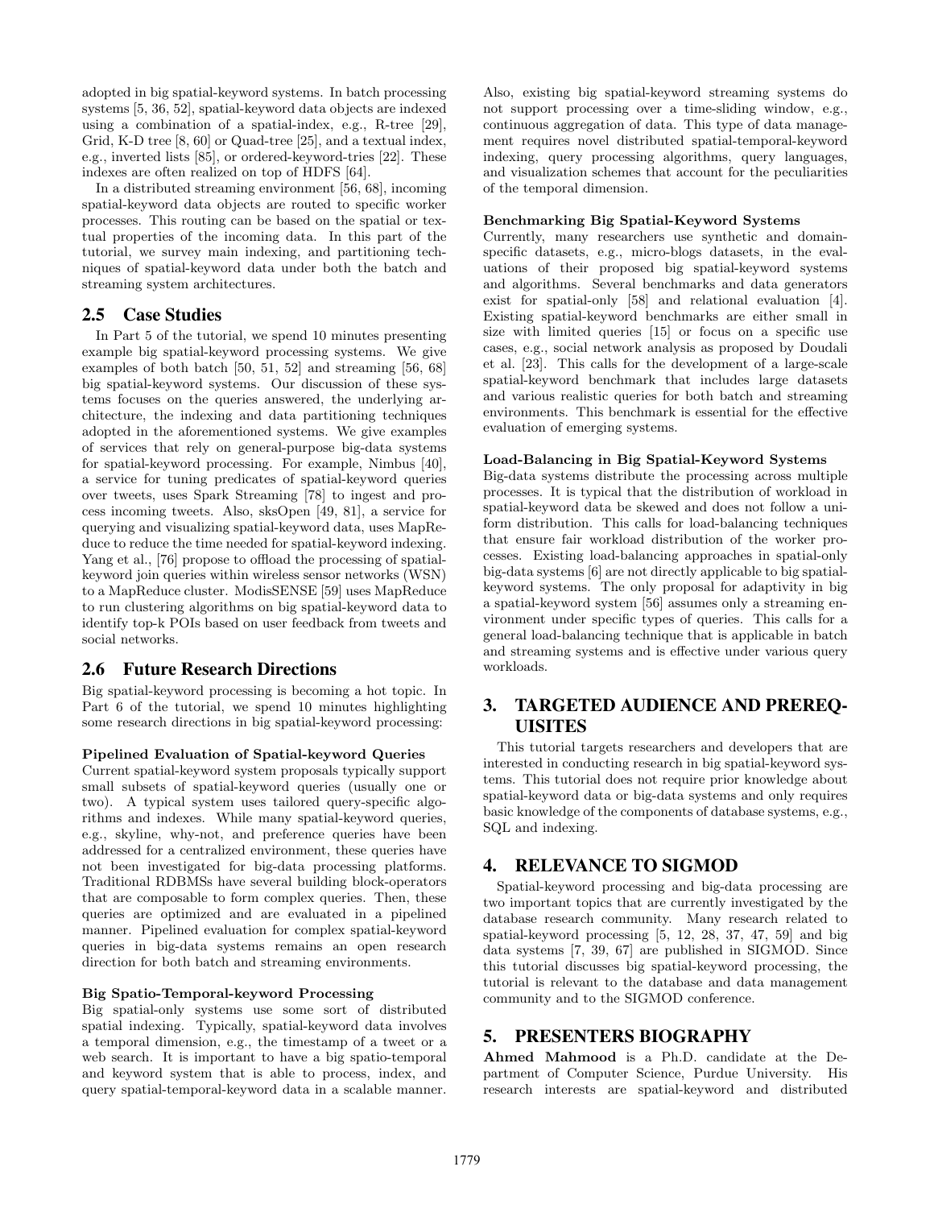adopted in big spatial-keyword systems. In batch processing systems [5, 36, 52], spatial-keyword data objects are indexed using a combination of a spatial-index, e.g., R-tree [29], Grid, K-D tree [8, 60] or Quad-tree [25], and a textual index, e.g., inverted lists [85], or ordered-keyword-tries [22]. These indexes are often realized on top of HDFS [64].

In a distributed streaming environment [56, 68], incoming spatial-keyword data objects are routed to specific worker processes. This routing can be based on the spatial or textual properties of the incoming data. In this part of the tutorial, we survey main indexing, and partitioning techniques of spatial-keyword data under both the batch and streaming system architectures.

## 2.5 Case Studies

In Part 5 of the tutorial, we spend 10 minutes presenting example big spatial-keyword processing systems. We give examples of both batch [50, 51, 52] and streaming [56, 68] big spatial-keyword systems. Our discussion of these systems focuses on the queries answered, the underlying architecture, the indexing and data partitioning techniques adopted in the aforementioned systems. We give examples of services that rely on general-purpose big-data systems for spatial-keyword processing. For example, Nimbus [40], a service for tuning predicates of spatial-keyword queries over tweets, uses Spark Streaming [78] to ingest and process incoming tweets. Also, sksOpen [49, 81], a service for querying and visualizing spatial-keyword data, uses MapReduce to reduce the time needed for spatial-keyword indexing. Yang et al., [76] propose to offload the processing of spatial-keyword join queries within wireless sensor networks (WSN) to a MapReduce cluster. ModisSENSE [59] uses MapReduce to run clustering algorithms on big spatial-keyword data to identify top-k POIs based on user feedback from tweets and social networks.

## 2.6 Future Research Directions

Big spatial-keyword processing is becoming a hot topic. In Part 6 of the tutorial, we spend 10 minutes highlighting some research directions in big spatial-keyword processing:

**Pipelined Evaluation of Spatial-keyword Queries**

Current spatial-keyword system proposals typically support small subsets of spatial-keyword queries (usually one or two). A typical system uses tailored query-specific algorithms and indexes. While many spatial-keyword queries, e.g., skyline, why-not, and preference queries have been addressed for a centralized environment, these queries have not been investigated for big-data processing platforms. Traditional RDBMSs have several building block-operators that are composable to form complex queries. Then, these queries are optimized and are evaluated in a pipelined manner. Pipelined evaluation for complex spatial-keyword queries in big-data systems remains an open research direction for both batch and streaming environments.

**Big Spatio-Temporal-keyword Processing**

Big spatial-only systems use some sort of distributed spatial indexing. Typically, spatial-keyword data involves a temporal dimension, e.g., the timestamp of a tweet or a web search. It is important to have a big spatio-temporal and keyword system that is able to process, index, and query spatial-temporal-keyword data in a scalable manner. Also, existing big spatial-keyword streaming systems do not support processing over a time-sliding window, e.g., continuous aggregation of data. This type of data management requires novel distributed spatial-temporal-keyword indexing, query processing algorithms, query languages, and visualization schemes that account for the peculiarities of the temporal dimension.

**Benchmarking Big Spatial-Keyword Systems**

Currently, many researchers use synthetic and domain-specific datasets, e.g., micro-blogs datasets, in the evaluations of their proposed big spatial-keyword systems and algorithms. Several benchmarks and data generators exist for spatial-only [58] and relational evaluation [4]. Existing spatial-keyword benchmarks are either small in size with limited queries [15] or focus on a specific use cases, e.g., social network analysis as proposed by Doudali et al. [23]. This calls for the development of a large-scale spatial-keyword benchmark that includes large datasets and various realistic queries for both batch and streaming environments. This benchmark is essential for the effective evaluation of emerging systems.

**Load-Balancing in Big Spatial-Keyword Systems**

Big-data systems distribute the processing across multiple processes. It is typical that the distribution of workload in spatial-keyword data be skewed and does not follow a uniform distribution. This calls for load-balancing techniques that ensure fair workload distribution of the worker processes. Existing load-balancing approaches in spatial-only big-data systems [6] are not directly applicable to big spatial-keyword systems. The only proposal for adaptivity in big a spatial-keyword system [56] assumes only a streaming environment under specific types of queries. This calls for a general load-balancing technique that is applicable in batch and streaming systems and is effective under various query workloads.

# 3. TARGETED AUDIENCE AND PREREQUISITES

This tutorial targets researchers and developers that are interested in conducting research in big spatial-keyword systems. This tutorial does not require prior knowledge about spatial-keyword data or big-data systems and only requires basic knowledge of the components of database systems, e.g., SQL and indexing.

# 4. RELEVANCE TO SIGMOD

Spatial-keyword processing and big-data processing are two important topics that are currently investigated by the database research community. Many research related to spatial-keyword processing [5, 12, 28, 37, 47, 59] and big data systems [7, 39, 67] are published in SIGMOD. Since this tutorial discusses big spatial-keyword processing, the tutorial is relevant to the database and data management community and to the SIGMOD conference.

# 5. PRESENTERS BIOGRAPHY

**Ahmed Mahmood** is a Ph.D. candidate at the Department of Computer Science, Purdue University. His research interests are spatial-keyword and distributed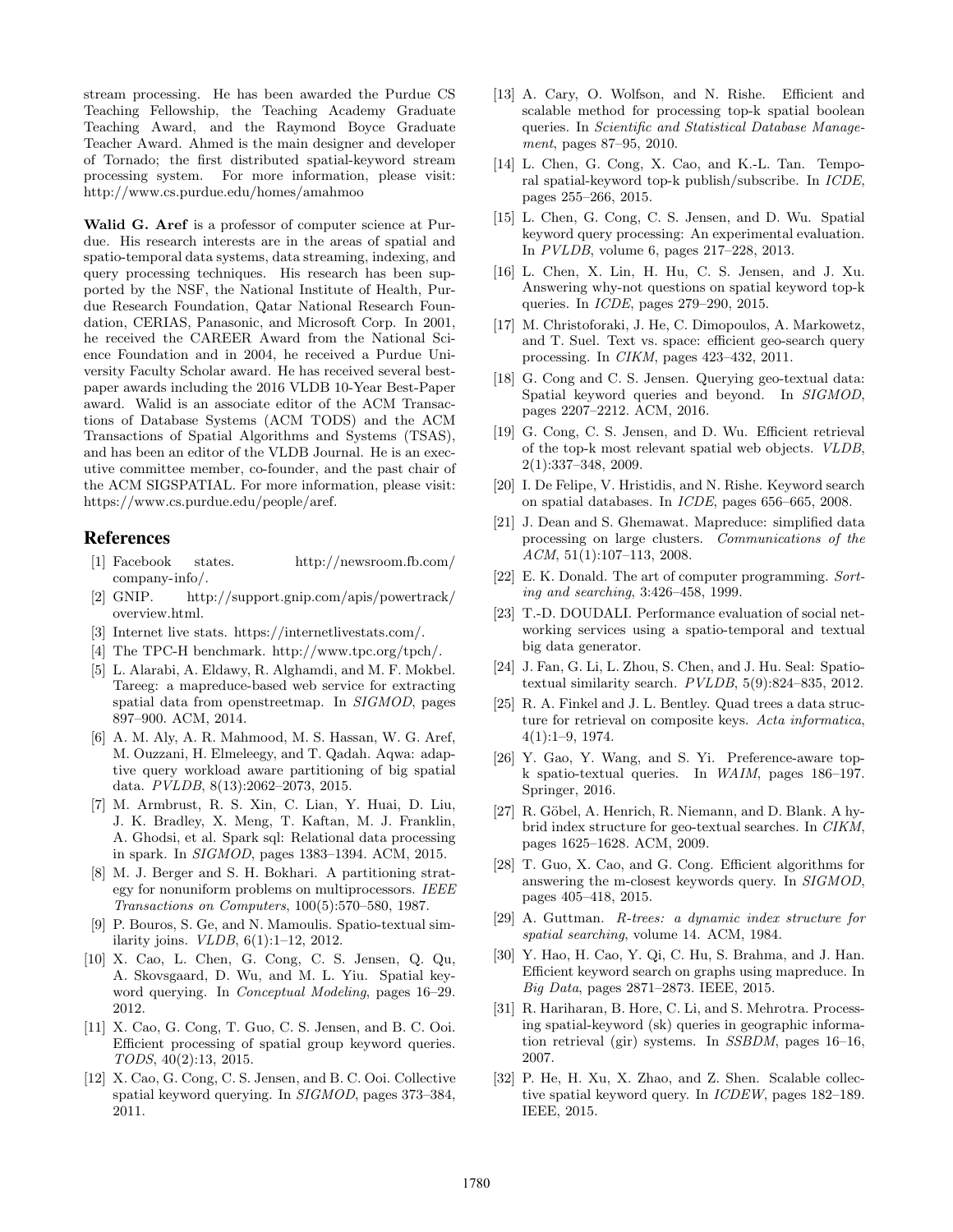stream processing. He has been awarded the Purdue CS Teaching Fellowship, the Teaching Academy Graduate Teaching Award, and the Raymond Boyce Graduate Teacher Award. Ahmed is the main designer and developer of Tornado; the first distributed spatial-keyword stream processing system. For more information, please visit: http://www.cs.purdue.edu/homes/amahmoo

**Walid G. Aref** is a professor of computer science at Purdue. His research interests are in the areas of spatial and spatio-temporal data systems, data streaming, indexing, and query processing techniques. His research has been supported by the NSF, the National Institute of Health, Purdue Research Foundation, Qatar National Research Foundation, CERIAS, Panasonic, and Microsoft Corp. In 2001, he received the CAREER Award from the National Science Foundation and in 2004, he received a Purdue University Faculty Scholar award. He has received several best-paper awards including the 2016 VLDB 10-Year Best-Paper award. Walid is an associate editor of the ACM Transactions of Database Systems (ACM TODS) and the ACM Transactions of Spatial Algorithms and Systems (TSAS), and has been an editor of the VLDB Journal. He is an executive committee member, co-founder, and the past chair of the ACM SIGSPATIAL. For more information, please visit: https://www.cs.purdue.edu/people/aref.

## References

[1] Facebook states. http://newsroom.fb.com/company-info/.

[2] GNIP. http://support.gnip.com/apis/powertrack/overview.html.

[3] Internet live stats. https://internetlivestats.com/.

[4] The TPC-H benchmark. http://www.tpc.org/tpch/.

[5] L. Alarabi, A. Eldawy, R. Alghamdi, and M. F. Mokbel. Tareeg: a mapreduce-based web service for extracting spatial data from openstreetmap. In *SIGMOD*, pages 897–900. ACM, 2014.

[6] A. M. Aly, A. R. Mahmood, M. S. Hassan, W. G. Aref, M. Ouzzani, H. Elmeleegy, and T. Qadah. Aqwa: adaptive query workload aware partitioning of big spatial data. *PVLDB*, 8(13):2062–2073, 2015.

[7] M. Armbrust, R. S. Xin, C. Lian, Y. Huai, D. Liu, J. K. Bradley, X. Meng, T. Kaftan, M. J. Franklin, A. Ghodsi, et al. Spark sql: Relational data processing in spark. In *SIGMOD*, pages 1383–1394. ACM, 2015.

[8] M. J. Berger and S. H. Bokhari. A partitioning strategy for nonuniform problems on multiprocessors. *IEEE Transactions on Computers*, 100(5):570–580, 1987.

[9] P. Bouros, S. Ge, and N. Mamoulis. Spatio-textual similarity joins. *VLDB*, 6(1):1–12, 2012.

[10] X. Cao, L. Chen, G. Cong, C. S. Jensen, Q. Qu, A. Skovsgaard, D. Wu, and M. L. Yiu. Spatial keyword querying. In *Conceptual Modeling*, pages 16–29. 2012.

[11] X. Cao, G. Cong, T. Guo, C. S. Jensen, and B. C. Ooi. Efficient processing of spatial group keyword queries. *TODS*, 40(2):13, 2015.

[12] X. Cao, G. Cong, C. S. Jensen, and B. C. Ooi. Collective spatial keyword querying. In *SIGMOD*, pages 373–384, 2011.

[13] A. Cary, O. Wolfson, and N. Rishe. Efficient and scalable method for processing top-k spatial boolean queries. In *Scientific and Statistical Database Management*, pages 87–95, 2010.

[14] L. Chen, G. Cong, X. Cao, and K.-L. Tan. Temporal spatial-keyword top-k publish/subscribe. In *ICDE*, pages 255–266, 2015.

[15] L. Chen, G. Cong, C. S. Jensen, and D. Wu. Spatial keyword query processing: An experimental evaluation. In *PVLDB*, volume 6, pages 217–228, 2013.

[16] L. Chen, X. Lin, H. Hu, C. S. Jensen, and J. Xu. Answering why-not questions on spatial keyword top-k queries. In *ICDE*, pages 279–290, 2015.

[17] M. Christoforaki, J. He, C. Dimopoulos, A. Markowetz, and T. Suel. Text vs. space: efficient geo-search query processing. In *CIKM*, pages 423–432, 2011.

[18] G. Cong and C. S. Jensen. Querying geo-textual data: Spatial keyword queries and beyond. In *SIGMOD*, pages 2207–2212. ACM, 2016.

[19] G. Cong, C. S. Jensen, and D. Wu. Efficient retrieval of the top-k most relevant spatial web objects. *VLDB*, 2(1):337–348, 2009.

[20] I. De Felipe, V. Hristidis, and N. Rishe. Keyword search on spatial databases. In *ICDE*, pages 656–665, 2008.

[21] J. Dean and S. Ghemawat. Mapreduce: simplified data processing on large clusters. *Communications of the ACM*, 51(1):107–113, 2008.

[22] E. K. Donald. The art of computer programming. *Sorting and searching*, 3:426–458, 1999.

[23] T.-D. DOUDALI. Performance evaluation of social networking services using a spatio-temporal and textual big data generator.

[24] J. Fan, G. Li, L. Zhou, S. Chen, and J. Hu. Seal: Spatio-textual similarity search. *PVLDB*, 5(9):824–835, 2012.

[25] R. A. Finkel and J. L. Bentley. Quad trees a data structure for retrieval on composite keys. *Acta informatica*, 4(1):1–9, 1974.

[26] Y. Gao, Y. Wang, and S. Yi. Preference-aware top-k spatio-textual queries. In *WAIM*, pages 186–197. Springer, 2016.

[27] R. Göbel, A. Henrich, R. Niemann, and D. Blank. A hybrid index structure for geo-textual searches. In *CIKM*, pages 1625–1628. ACM, 2009.

[28] T. Guo, X. Cao, and G. Cong. Efficient algorithms for answering the m-closest keywords query. In *SIGMOD*, pages 405–418, 2015.

[29] A. Guttman. *R-trees: a dynamic index structure for spatial searching*, volume 14. ACM, 1984.

[30] Y. Hao, H. Cao, Y. Qi, C. Hu, S. Brahma, and J. Han. Efficient keyword search on graphs using mapreduce. In *Big Data*, pages 2871–2873. IEEE, 2015.

[31] R. Hariharan, B. Hore, C. Li, and S. Mehrotra. Processing spatial-keyword (sk) queries in geographic information retrieval (gir) systems. In *SSBDM*, pages 16–16, 2007.

[32] P. He, H. Xu, X. Zhao, and Z. Shen. Scalable collective spatial keyword query. In *ICDEW*, pages 182–189. IEEE, 2015.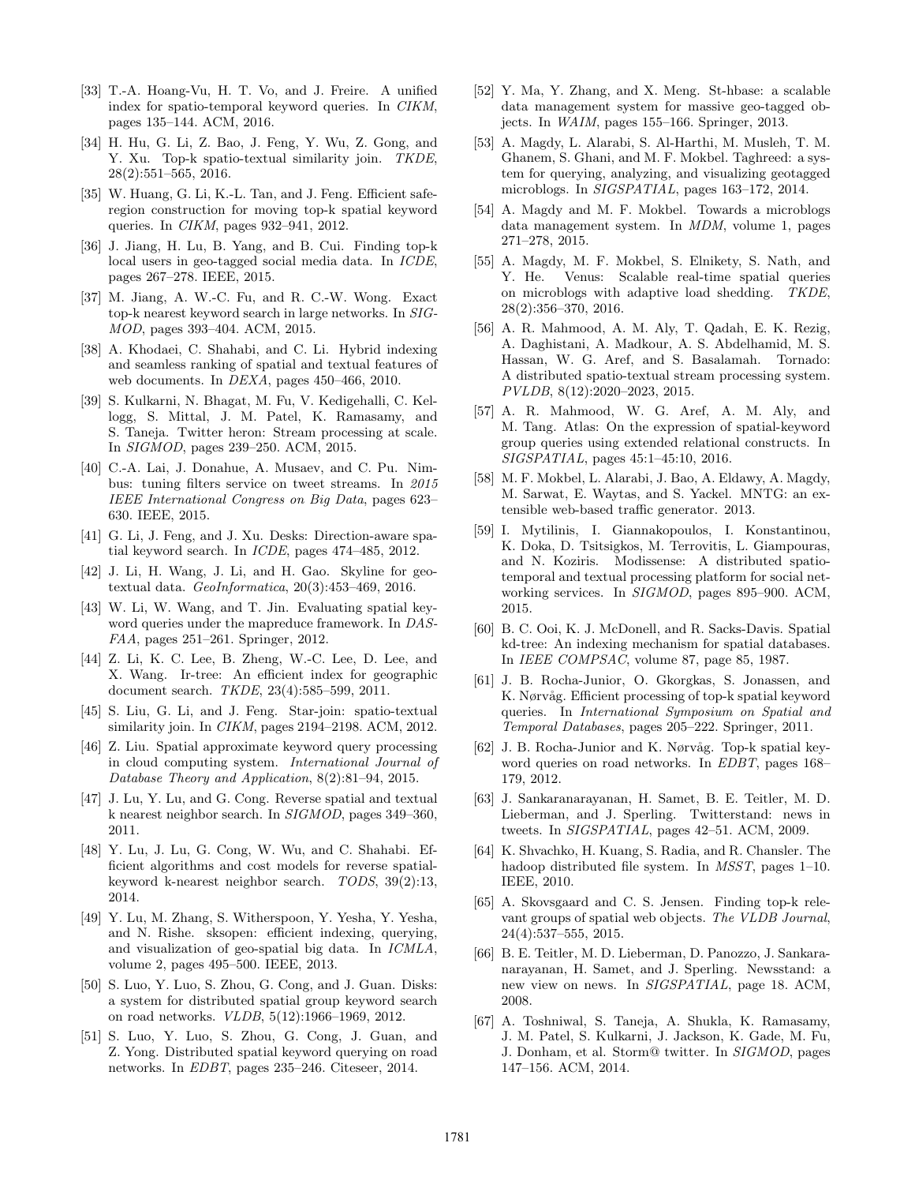[33] T.-A. Hoang-Vu, H. T. Vo, and J. Freire. A unified index for spatio-temporal keyword queries. In *CIKM*, pages 135–144. ACM, 2016.

[34] H. Hu, G. Li, Z. Bao, J. Feng, Y. Wu, Z. Gong, and Y. Xu. Top-k spatio-textual similarity join. *TKDE*, 28(2):551–565, 2016.

[35] W. Huang, G. Li, K.-L. Tan, and J. Feng. Efficient safe-region construction for moving top-k spatial keyword queries. In *CIKM*, pages 932–941, 2012.

[36] J. Jiang, H. Lu, B. Yang, and B. Cui. Finding top-k local users in geo-tagged social media data. In *ICDE*, pages 267–278. IEEE, 2015.

[37] M. Jiang, A. W.-C. Fu, and R. C.-W. Wong. Exact top-k nearest keyword search in large networks. In *SIGMOD*, pages 393–404. ACM, 2015.

[38] A. Khodaei, C. Shahabi, and C. Li. Hybrid indexing and seamless ranking of spatial and textual features of web documents. In *DEXA*, pages 450–466, 2010.

[39] S. Kulkarni, N. Bhagat, M. Fu, V. Kedigehalli, C. Kellogg, S. Mittal, J. M. Patel, K. Ramasamy, and S. Taneja. Twitter heron: Stream processing at scale. In *SIGMOD*, pages 239–250. ACM, 2015.

[40] C.-A. Lai, J. Donahue, A. Musaev, and C. Pu. Nimbus: tuning filters service on tweet streams. In *2015 IEEE International Congress on Big Data*, pages 623–630. IEEE, 2015.

[41] G. Li, J. Feng, and J. Xu. Desks: Direction-aware spatial keyword search. In *ICDE*, pages 474–485, 2012.

[42] J. Li, H. Wang, J. Li, and H. Gao. Skyline for geo-textual data. *GeoInformatica*, 20(3):453–469, 2016.

[43] W. Li, W. Wang, and T. Jin. Evaluating spatial keyword queries under the mapreduce framework. In *DASFAA*, pages 251–261. Springer, 2012.

[44] Z. Li, K. C. Lee, B. Zheng, W.-C. Lee, D. Lee, and X. Wang. Ir-tree: An efficient index for geographic document search. *TKDE*, 23(4):585–599, 2011.

[45] S. Liu, G. Li, and J. Feng. Star-join: spatio-textual similarity join. In *CIKM*, pages 2194–2198. ACM, 2012.

[46] Z. Liu. Spatial approximate keyword query processing in cloud computing system. *International Journal of Database Theory and Application*, 8(2):81–94, 2015.

[47] J. Lu, Y. Lu, and G. Cong. Reverse spatial and textual k nearest neighbor search. In *SIGMOD*, pages 349–360, 2011.

[48] Y. Lu, J. Lu, G. Cong, W. Wu, and C. Shahabi. Efficient algorithms and cost models for reverse spatial-keyword k-nearest neighbor search. *TODS*, 39(2):13, 2014.

[49] Y. Lu, M. Zhang, S. Witherspoon, Y. Yesha, Y. Yesha, and N. Rishe. sksopen: efficient indexing, querying, and visualization of geo-spatial big data. In *ICMLA*, volume 2, pages 495–500. IEEE, 2013.

[50] S. Luo, Y. Luo, S. Zhou, G. Cong, and J. Guan. Disks: a system for distributed spatial group keyword search on road networks. *VLDB*, 5(12):1966–1969, 2012.

[51] S. Luo, Y. Luo, S. Zhou, G. Cong, J. Guan, and Z. Yong. Distributed spatial keyword querying on road networks. In *EDBT*, pages 235–246. Citeseer, 2014.

[52] Y. Ma, Y. Zhang, and X. Meng. St-hbase: a scalable data management system for massive geo-tagged objects. In *WAIM*, pages 155–166. Springer, 2013.

[53] A. Magdy, L. Alarabi, S. Al-Harthi, M. Musleh, T. M. Ghanem, S. Ghani, and M. F. Mokbel. Taghreed: a system for querying, analyzing, and visualizing geotagged microblogs. In *SIGSPATIAL*, pages 163–172, 2014.

[54] A. Magdy and M. F. Mokbel. Towards a microblogs data management system. In *MDM*, volume 1, pages 271–278, 2015.

[55] A. Magdy, M. F. Mokbel, S. Elnikety, S. Nath, and Y. He. Venus: Scalable real-time spatial queries on microblogs with adaptive load shedding. *TKDE*, 28(2):356–370, 2016.

[56] A. R. Mahmood, A. M. Aly, T. Qadah, E. K. Rezig, A. Daghistani, A. Madkour, A. S. Abdelhamid, M. S. Hassan, W. G. Aref, and S. Basalamah. Tornado: A distributed spatio-textual stream processing system. *PVLDB*, 8(12):2020–2023, 2015.

[57] A. R. Mahmood, W. G. Aref, A. M. Aly, and M. Tang. Atlas: On the expression of spatial-keyword group queries using extended relational constructs. In *SIGSPATIAL*, pages 45:1–45:10, 2016.

[58] M. F. Mokbel, L. Alarabi, J. Bao, A. Eldawy, A. Magdy, M. Sarwat, E. Waytas, and S. Yackel. MNTG: an extensible web-based traffic generator. 2013.

[59] I. Mytilinis, I. Giannakopoulos, I. Konstantinou, K. Doka, D. Tsitsigkos, M. Terrovitis, L. Giampouras, and N. Koziris. Modissense: A distributed spatio-temporal and textual processing platform for social networking services. In *SIGMOD*, pages 895–900. ACM, 2015.

[60] B. C. Ooi, K. J. McDonell, and R. Sacks-Davis. Spatial kd-tree: An indexing mechanism for spatial databases. In *IEEE COMPSAC*, volume 87, page 85, 1987.

[61] J. B. Rocha-Junior, O. Gkorgkas, S. Jonassen, and K. Nørvåg. Efficient processing of top-k spatial keyword queries. In *International Symposium on Spatial and Temporal Databases*, pages 205–222. Springer, 2011.

[62] J. B. Rocha-Junior and K. Nørvåg. Top-k spatial keyword queries on road networks. In *EDBT*, pages 168–179, 2012.

[63] J. Sankaranarayanan, H. Samet, B. E. Teitler, M. D. Lieberman, and J. Sperling. Twitterstand: news in tweets. In *SIGSPATIAL*, pages 42–51. ACM, 2009.

[64] K. Shvachko, H. Kuang, S. Radia, and R. Chansler. The hadoop distributed file system. In *MSST*, pages 1–10. IEEE, 2010.

[65] A. Skovsgaard and C. S. Jensen. Finding top-k relevant groups of spatial web objects. *The VLDB Journal*, 24(4):537–555, 2015.

[66] B. E. Teitler, M. D. Lieberman, D. Panozzo, J. Sankaranarayanan, H. Samet, and J. Sperling. Newsstand: a new view on news. In *SIGSPATIAL*, page 18. ACM, 2008.

[67] A. Toshniwal, S. Taneja, A. Shukla, K. Ramasamy, J. M. Patel, S. Kulkarni, J. Jackson, K. Gade, M. Fu, J. Donham, et al. Storm@ twitter. In *SIGMOD*, pages 147–156. ACM, 2014.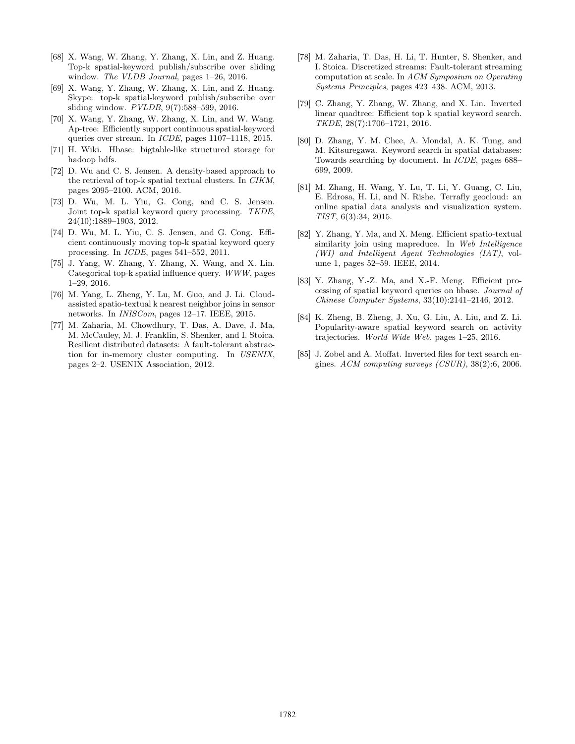[68] X. Wang, W. Zhang, Y. Zhang, X. Lin, and Z. Huang. Top-k spatial-keyword publish/subscribe over sliding window. *The VLDB Journal*, pages 1–26, 2016.

[69] X. Wang, Y. Zhang, W. Zhang, X. Lin, and Z. Huang. Skype: top-k spatial-keyword publish/subscribe over sliding window. *PVLDB*, 9(7):588–599, 2016.

[70] X. Wang, Y. Zhang, W. Zhang, X. Lin, and W. Wang. Ap-tree: Efficiently support continuous spatial-keyword queries over stream. In *ICDE*, pages 1107–1118, 2015.

[71] H. Wiki. Hbase: bigtable-like structured storage for hadoop hdfs.

[72] D. Wu and C. S. Jensen. A density-based approach to the retrieval of top-k spatial textual clusters. In *CIKM*, pages 2095–2100. ACM, 2016.

[73] D. Wu, M. L. Yiu, G. Cong, and C. S. Jensen. Joint top-k spatial keyword query processing. *TKDE*, 24(10):1889–1903, 2012.

[74] D. Wu, M. L. Yiu, C. S. Jensen, and G. Cong. Efficient continuously moving top-k spatial keyword query processing. In *ICDE*, pages 541–552, 2011.

[75] J. Yang, W. Zhang, Y. Zhang, X. Wang, and X. Lin. Categorical top-k spatial influence query. *WWW*, pages 1–29, 2016.

[76] M. Yang, L. Zheng, Y. Lu, M. Guo, and J. Li. Cloud-assisted spatio-textual k nearest neighbor joins in sensor networks. In *INISCom*, pages 12–17. IEEE, 2015.

[77] M. Zaharia, M. Chowdhury, T. Das, A. Dave, J. Ma, M. McCauley, M. J. Franklin, S. Shenker, and I. Stoica. Resilient distributed datasets: A fault-tolerant abstraction for in-memory cluster computing. In *USENIX*, pages 2–2. USENIX Association, 2012.

[78] M. Zaharia, T. Das, H. Li, T. Hunter, S. Shenker, and I. Stoica. Discretized streams: Fault-tolerant streaming computation at scale. In *ACM Symposium on Operating Systems Principles*, pages 423–438. ACM, 2013.

[79] C. Zhang, Y. Zhang, W. Zhang, and X. Lin. Inverted linear quadtree: Efficient top k spatial keyword search. *TKDE*, 28(7):1706–1721, 2016.

[80] D. Zhang, Y. M. Chee, A. Mondal, A. K. Tung, and M. Kitsuregawa. Keyword search in spatial databases: Towards searching by document. In *ICDE*, pages 688–699, 2009.

[81] M. Zhang, H. Wang, Y. Lu, T. Li, Y. Guang, C. Liu, E. Edrosa, H. Li, and N. Rishe. Terrafly geocloud: an online spatial data analysis and visualization system. *TIST*, 6(3):34, 2015.

[82] Y. Zhang, Y. Ma, and X. Meng. Efficient spatio-textual similarity join using mapreduce. In *Web Intelligence (WI) and Intelligent Agent Technologies (IAT)*, volume 1, pages 52–59. IEEE, 2014.

[83] Y. Zhang, Y.-Z. Ma, and X.-F. Meng. Efficient processing of spatial keyword queries on hbase. *Journal of Chinese Computer Systems*, 33(10):2141–2146, 2012.

[84] K. Zheng, B. Zheng, J. Xu, G. Liu, A. Liu, and Z. Li. Popularity-aware spatial keyword search on activity trajectories. *World Wide Web*, pages 1–25, 2016.

[85] J. Zobel and A. Moffat. Inverted files for text search engines. *ACM computing surveys (CSUR)*, 38(2):6, 2006.